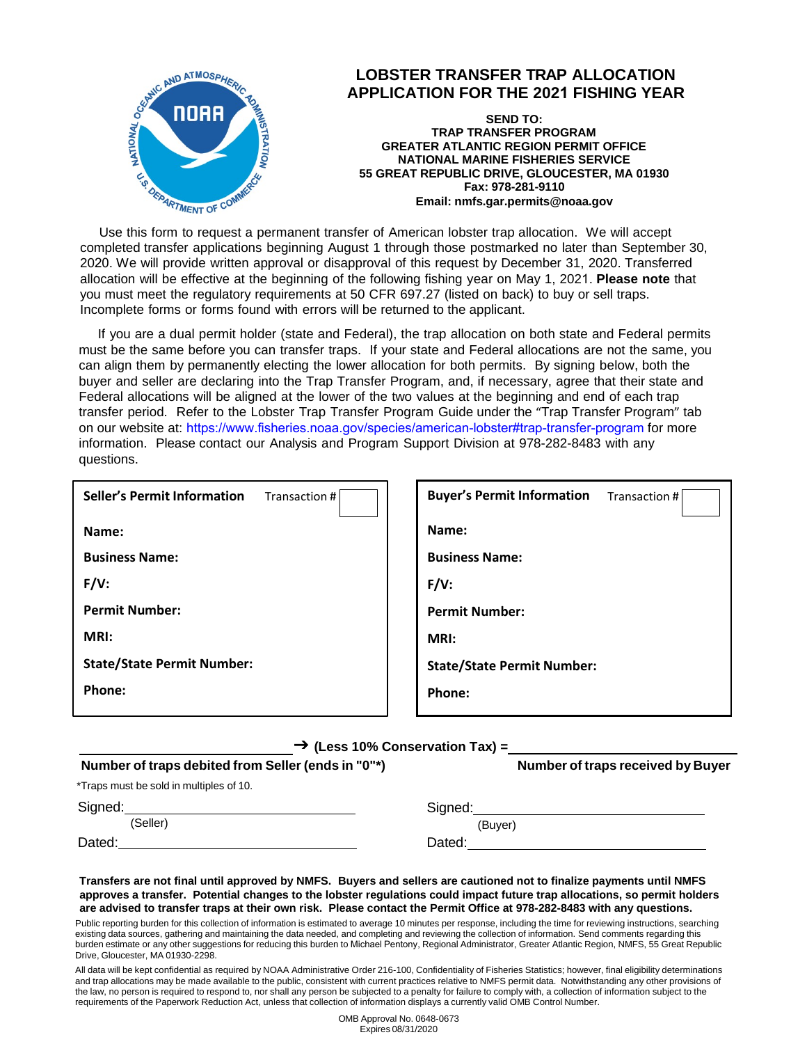# LOBSTER TRANSFER TRAP ALLOCATION APPLICATION FOR THE 2021 FISHING YEAR

**SEND TO:**
**TRAP TRANSFER PROGRAM**
**GREATER ATLANTIC REGION PERMIT OFFICE**
**NATIONAL MARINE FISHERIES SERVICE**
**55 GREAT REPUBLIC DRIVE, GLOUCESTER, MA 01930**
**Fax: 978-281-9110**
**Email: nmfs.gar.permits@noaa.gov**

Use this form to request a permanent transfer of American lobster trap allocation. We will accept completed transfer applications beginning August 1 through those postmarked no later than September 30, 2020. We will provide written approval or disapproval of this request by December 31, 2020. Transferred allocation will be effective at the beginning of the following fishing year on May 1, 2021. **Please note** that you must meet the regulatory requirements at 50 CFR 697.27 (listed on back) to buy or sell traps. Incomplete forms or forms found with errors will be returned to the applicant.

If you are a dual permit holder (state and Federal), the trap allocation on both state and Federal permits must be the same before you can transfer traps. If your state and Federal allocations are not the same, you can align them by permanently electing the lower allocation for both permits. By signing below, both the buyer and seller are declaring into the Trap Transfer Program, and, if necessary, agree that their state and Federal allocations will be aligned at the lower of the two values at the beginning and end of each trap transfer period. Refer to the Lobster Trap Transfer Program Guide under the "Trap Transfer Program" tab on our website at: https://www.fisheries.noaa.gov/species/american-lobster#trap-transfer-program for more information. Please contact our Analysis and Program Support Division at 978-282-8483 with any questions.

| **Seller's Permit Information** Transaction # ______ | **Buyer's Permit Information** Transaction # ______ |
|---|---|
| **Name:** | **Name:** |
| **Business Name:** | **Business Name:** |
| **F/V:** | **F/V:** |
| **Permit Number:** | **Permit Number:** |
| **MRI:** | **MRI:** |
| **State/State Permit Number:** | **State/State Permit Number:** |
| **Phone:** | **Phone:** |

______________________ → **(Less 10% Conservation Tax) =** ______________________

**Number of traps debited from Seller (ends in "0"*)** **Number of traps received by Buyer**

*Traps must be sold in multiples of 10.

Signed: ______________________ (Seller)

Dated: ______________________

Signed: ______________________ (Buyer)

Dated: ______________________

**Transfers are not final until approved by NMFS. Buyers and sellers are cautioned not to finalize payments until NMFS approves a transfer. Potential changes to the lobster regulations could impact future trap allocations, so permit holders are advised to transfer traps at their own risk. Please contact the Permit Office at 978-282-8483 with any questions.**

Public reporting burden for this collection of information is estimated to average 10 minutes per response, including the time for reviewing instructions, searching existing data sources, gathering and maintaining the data needed, and completing and reviewing the collection of information. Send comments regarding this burden estimate or any other suggestions for reducing this burden to Michael Pentony, Regional Administrator, Greater Atlantic Region, NMFS, 55 Great Republic Drive, Gloucester, MA 01930-2298.

All data will be kept confidential as required by NOAA Administrative Order 216-100, Confidentiality of Fisheries Statistics; however, final eligibility determinations and trap allocations may be made available to the public, consistent with current practices relative to NMFS permit data. Notwithstanding any other provisions of the law, no person is required to respond to, nor shall any person be subjected to a penalty for failure to comply with, a collection of information subject to the requirements of the Paperwork Reduction Act, unless that collection of information displays a currently valid OMB Control Number.

OMB Approval No. 0648-0673
Expires 08/31/2020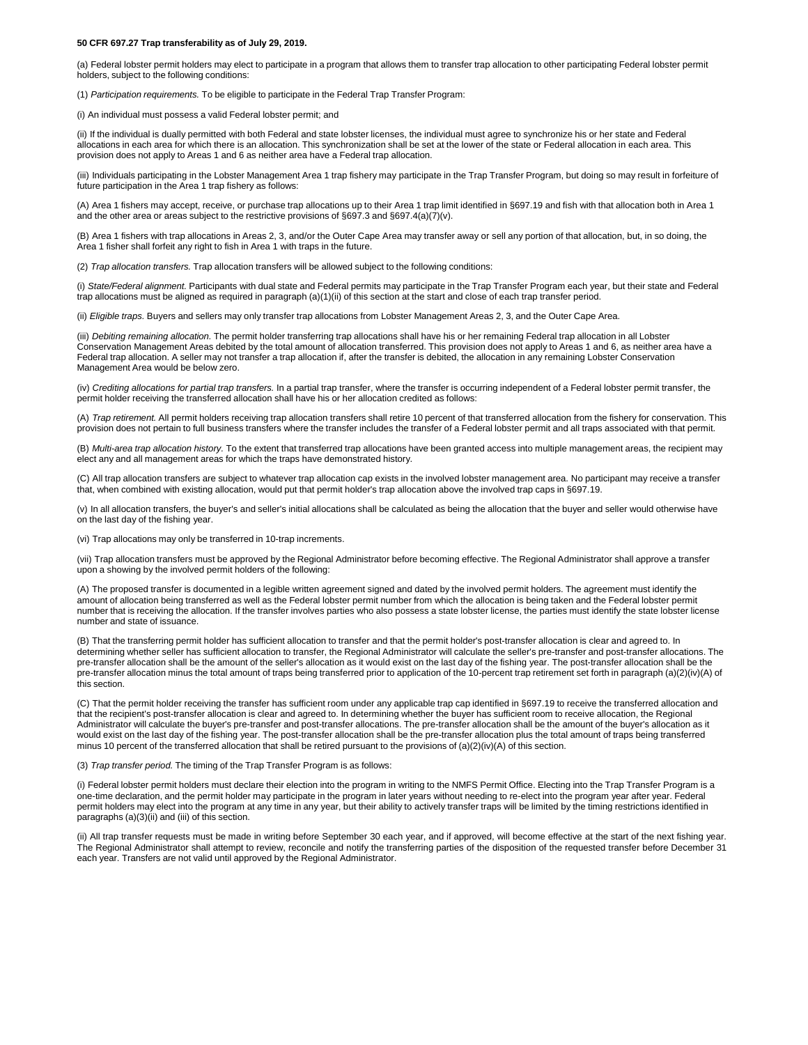**50 CFR 697.27 Trap transferability as of July 29, 2019.**

(a) Federal lobster permit holders may elect to participate in a program that allows them to transfer trap allocation to other participating Federal lobster permit holders, subject to the following conditions:

(1) *Participation requirements.* To be eligible to participate in the Federal Trap Transfer Program:

(i) An individual must possess a valid Federal lobster permit; and

(ii) If the individual is dually permitted with both Federal and state lobster licenses, the individual must agree to synchronize his or her state and Federal allocations in each area for which there is an allocation. This synchronization shall be set at the lower of the state or Federal allocation in each area. This provision does not apply to Areas 1 and 6 as neither area have a Federal trap allocation.

(iii) Individuals participating in the Lobster Management Area 1 trap fishery may participate in the Trap Transfer Program, but doing so may result in forfeiture of future participation in the Area 1 trap fishery as follows:

(A) Area 1 fishers may accept, receive, or purchase trap allocations up to their Area 1 trap limit identified in §697.19 and fish with that allocation both in Area 1 and the other area or areas subject to the restrictive provisions of §697.3 and §697.4(a)(7)(v).

(B) Area 1 fishers with trap allocations in Areas 2, 3, and/or the Outer Cape Area may transfer away or sell any portion of that allocation, but, in so doing, the Area 1 fisher shall forfeit any right to fish in Area 1 with traps in the future.

(2) *Trap allocation transfers.* Trap allocation transfers will be allowed subject to the following conditions:

(i) *State/Federal alignment.* Participants with dual state and Federal permits may participate in the Trap Transfer Program each year, but their state and Federal trap allocations must be aligned as required in paragraph (a)(1)(ii) of this section at the start and close of each trap transfer period.

(ii) *Eligible traps.* Buyers and sellers may only transfer trap allocations from Lobster Management Areas 2, 3, and the Outer Cape Area.

(iii) *Debiting remaining allocation.* The permit holder transferring trap allocations shall have his or her remaining Federal trap allocation in all Lobster Conservation Management Areas debited by the total amount of allocation transferred. This provision does not apply to Areas 1 and 6, as neither area have a Federal trap allocation. A seller may not transfer a trap allocation if, after the transfer is debited, the allocation in any remaining Lobster Conservation Management Area would be below zero.

(iv) *Crediting allocations for partial trap transfers.* In a partial trap transfer, where the transfer is occurring independent of a Federal lobster permit transfer, the permit holder receiving the transferred allocation shall have his or her allocation credited as follows:

(A) *Trap retirement.* All permit holders receiving trap allocation transfers shall retire 10 percent of that transferred allocation from the fishery for conservation. This provision does not pertain to full business transfers where the transfer includes the transfer of a Federal lobster permit and all traps associated with that permit.

(B) *Multi-area trap allocation history.* To the extent that transferred trap allocations have been granted access into multiple management areas, the recipient may elect any and all management areas for which the traps have demonstrated history.

(C) All trap allocation transfers are subject to whatever trap allocation cap exists in the involved lobster management area. No participant may receive a transfer that, when combined with existing allocation, would put that permit holder's trap allocation above the involved trap caps in §697.19.

(v) In all allocation transfers, the buyer's and seller's initial allocations shall be calculated as being the allocation that the buyer and seller would otherwise have on the last day of the fishing year.

(vi) Trap allocations may only be transferred in 10-trap increments.

(vii) Trap allocation transfers must be approved by the Regional Administrator before becoming effective. The Regional Administrator shall approve a transfer upon a showing by the involved permit holders of the following:

(A) The proposed transfer is documented in a legible written agreement signed and dated by the involved permit holders. The agreement must identify the amount of allocation being transferred as well as the Federal lobster permit number from which the allocation is being taken and the Federal lobster permit number that is receiving the allocation. If the transfer involves parties who also possess a state lobster license, the parties must identify the state lobster license number and state of issuance.

(B) That the transferring permit holder has sufficient allocation to transfer and that the permit holder's post-transfer allocation is clear and agreed to. In determining whether seller has sufficient allocation to transfer, the Regional Administrator will calculate the seller's pre-transfer and post-transfer allocations. The pre-transfer allocation shall be the amount of the seller's allocation as it would exist on the last day of the fishing year. The post-transfer allocation shall be the pre-transfer allocation minus the total amount of traps being transferred prior to application of the 10-percent trap retirement set forth in paragraph (a)(2)(iv)(A) of this section.

(C) That the permit holder receiving the transfer has sufficient room under any applicable trap cap identified in §697.19 to receive the transferred allocation and that the recipient's post-transfer allocation is clear and agreed to. In determining whether the buyer has sufficient room to receive allocation, the Regional Administrator will calculate the buyer's pre-transfer and post-transfer allocations. The pre-transfer allocation shall be the amount of the buyer's allocation as it would exist on the last day of the fishing year. The post-transfer allocation shall be the pre-transfer allocation plus the total amount of traps being transferred minus 10 percent of the transferred allocation that shall be retired pursuant to the provisions of (a)(2)(iv)(A) of this section.

(3) *Trap transfer period.* The timing of the Trap Transfer Program is as follows:

(i) Federal lobster permit holders must declare their election into the program in writing to the NMFS Permit Office. Electing into the Trap Transfer Program is a one-time declaration, and the permit holder may participate in the program in later years without needing to re-elect into the program year after year. Federal permit holders may elect into the program at any time in any year, but their ability to actively transfer traps will be limited by the timing restrictions identified in paragraphs (a)(3)(ii) and (iii) of this section.

(ii) All trap transfer requests must be made in writing before September 30 each year, and if approved, will become effective at the start of the next fishing year. The Regional Administrator shall attempt to review, reconcile and notify the transferring parties of the disposition of the requested transfer before December 31 each year. Transfers are not valid until approved by the Regional Administrator.